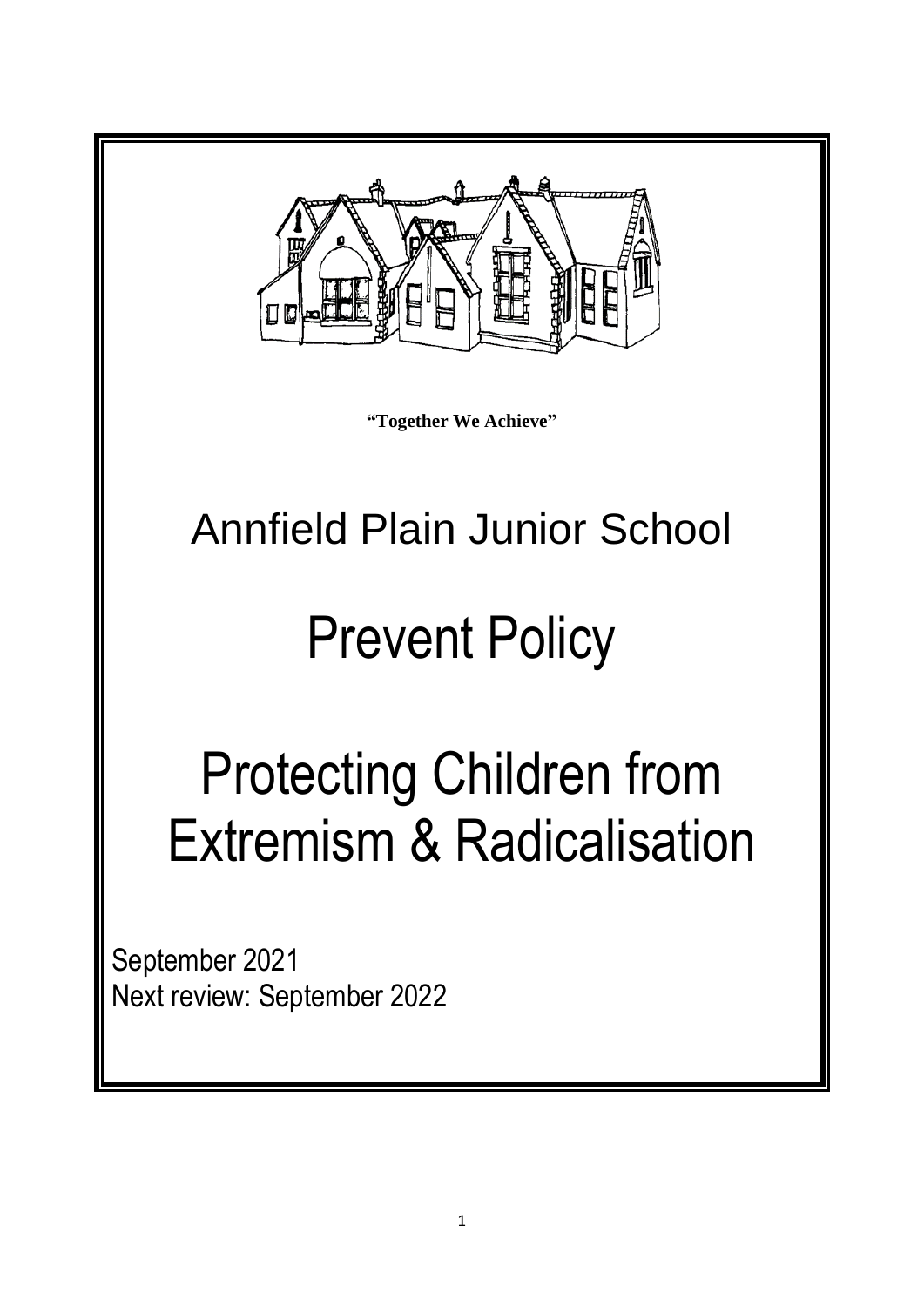**"Together We Achieve"**

# Annfield Plain Junior School

# Prevent Policy

# Protecting Children from Extremism & Radicalisation

September 2021
Next review: September 2022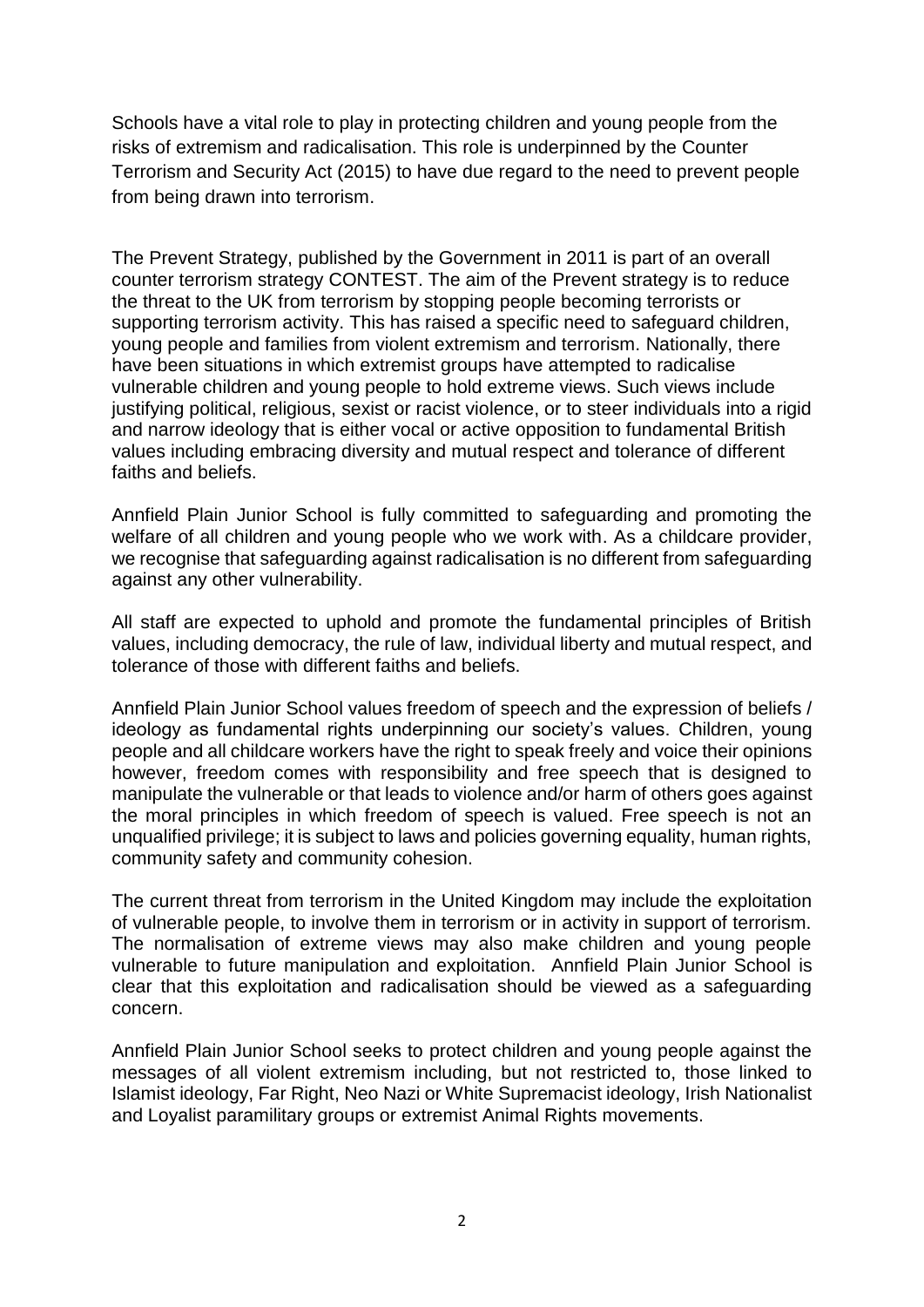Schools have a vital role to play in protecting children and young people from the risks of extremism and radicalisation. This role is underpinned by the Counter Terrorism and Security Act (2015) to have due regard to the need to prevent people from being drawn into terrorism.

The Prevent Strategy, published by the Government in 2011 is part of an overall counter terrorism strategy CONTEST. The aim of the Prevent strategy is to reduce the threat to the UK from terrorism by stopping people becoming terrorists or supporting terrorism activity. This has raised a specific need to safeguard children, young people and families from violent extremism and terrorism. Nationally, there have been situations in which extremist groups have attempted to radicalise vulnerable children and young people to hold extreme views. Such views include justifying political, religious, sexist or racist violence, or to steer individuals into a rigid and narrow ideology that is either vocal or active opposition to fundamental British values including embracing diversity and mutual respect and tolerance of different faiths and beliefs.

Annfield Plain Junior School is fully committed to safeguarding and promoting the welfare of all children and young people who we work with. As a childcare provider, we recognise that safeguarding against radicalisation is no different from safeguarding against any other vulnerability.

All staff are expected to uphold and promote the fundamental principles of British values, including democracy, the rule of law, individual liberty and mutual respect, and tolerance of those with different faiths and beliefs.

Annfield Plain Junior School values freedom of speech and the expression of beliefs / ideology as fundamental rights underpinning our society's values. Children, young people and all childcare workers have the right to speak freely and voice their opinions however, freedom comes with responsibility and free speech that is designed to manipulate the vulnerable or that leads to violence and/or harm of others goes against the moral principles in which freedom of speech is valued. Free speech is not an unqualified privilege; it is subject to laws and policies governing equality, human rights, community safety and community cohesion.

The current threat from terrorism in the United Kingdom may include the exploitation of vulnerable people, to involve them in terrorism or in activity in support of terrorism. The normalisation of extreme views may also make children and young people vulnerable to future manipulation and exploitation. Annfield Plain Junior School is clear that this exploitation and radicalisation should be viewed as a safeguarding concern.

Annfield Plain Junior School seeks to protect children and young people against the messages of all violent extremism including, but not restricted to, those linked to Islamist ideology, Far Right, Neo Nazi or White Supremacist ideology, Irish Nationalist and Loyalist paramilitary groups or extremist Animal Rights movements.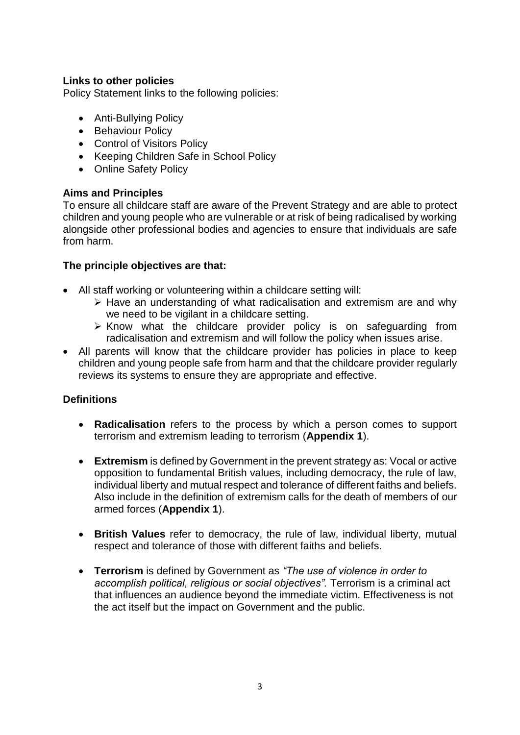**Links to other policies**

Policy Statement links to the following policies:

- Anti-Bullying Policy
- Behaviour Policy
- Control of Visitors Policy
- Keeping Children Safe in School Policy
- Online Safety Policy

**Aims and Principles**

To ensure all childcare staff are aware of the Prevent Strategy and are able to protect children and young people who are vulnerable or at risk of being radicalised by working alongside other professional bodies and agencies to ensure that individuals are safe from harm.

**The principle objectives are that:**

- All staff working or volunteering within a childcare setting will:
  - Have an understanding of what radicalisation and extremism are and why we need to be vigilant in a childcare setting.
  - Know what the childcare provider policy is on safeguarding from radicalisation and extremism and will follow the policy when issues arise.
- All parents will know that the childcare provider has policies in place to keep children and young people safe from harm and that the childcare provider regularly reviews its systems to ensure they are appropriate and effective.

**Definitions**

- **Radicalisation** refers to the process by which a person comes to support terrorism and extremism leading to terrorism (**Appendix 1**).

- **Extremism** is defined by Government in the prevent strategy as: Vocal or active opposition to fundamental British values, including democracy, the rule of law, individual liberty and mutual respect and tolerance of different faiths and beliefs. Also include in the definition of extremism calls for the death of members of our armed forces (**Appendix 1**).

- **British Values** refer to democracy, the rule of law, individual liberty, mutual respect and tolerance of those with different faiths and beliefs.

- **Terrorism** is defined by Government as *"The use of violence in order to accomplish political, religious or social objectives".* Terrorism is a criminal act that influences an audience beyond the immediate victim. Effectiveness is not the act itself but the impact on Government and the public.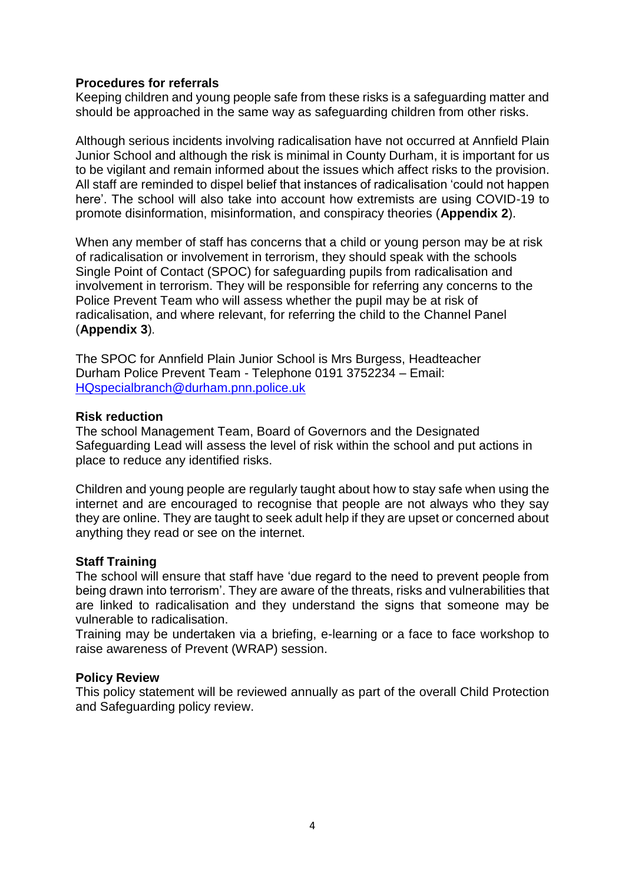### Procedures for referrals

Keeping children and young people safe from these risks is a safeguarding matter and should be approached in the same way as safeguarding children from other risks.

Although serious incidents involving radicalisation have not occurred at Annfield Plain Junior School and although the risk is minimal in County Durham, it is important for us to be vigilant and remain informed about the issues which affect risks to the provision. All staff are reminded to dispel belief that instances of radicalisation 'could not happen here'. The school will also take into account how extremists are using COVID-19 to promote disinformation, misinformation, and conspiracy theories (**Appendix 2**).

When any member of staff has concerns that a child or young person may be at risk of radicalisation or involvement in terrorism, they should speak with the schools Single Point of Contact (SPOC) for safeguarding pupils from radicalisation and involvement in terrorism. They will be responsible for referring any concerns to the Police Prevent Team who will assess whether the pupil may be at risk of radicalisation, and where relevant, for referring the child to the Channel Panel (**Appendix 3**).

The SPOC for Annfield Plain Junior School is Mrs Burgess, Headteacher
Durham Police Prevent Team - Telephone 0191 3752234 – Email: HQspecialbranch@durham.pnn.police.uk

### Risk reduction

The school Management Team, Board of Governors and the Designated Safeguarding Lead will assess the level of risk within the school and put actions in place to reduce any identified risks.

Children and young people are regularly taught about how to stay safe when using the internet and are encouraged to recognise that people are not always who they say they are online. They are taught to seek adult help if they are upset or concerned about anything they read or see on the internet.

### Staff Training

The school will ensure that staff have 'due regard to the need to prevent people from being drawn into terrorism'. They are aware of the threats, risks and vulnerabilities that are linked to radicalisation and they understand the signs that someone may be vulnerable to radicalisation.
Training may be undertaken via a briefing, e-learning or a face to face workshop to raise awareness of Prevent (WRAP) session.

### Policy Review

This policy statement will be reviewed annually as part of the overall Child Protection and Safeguarding policy review.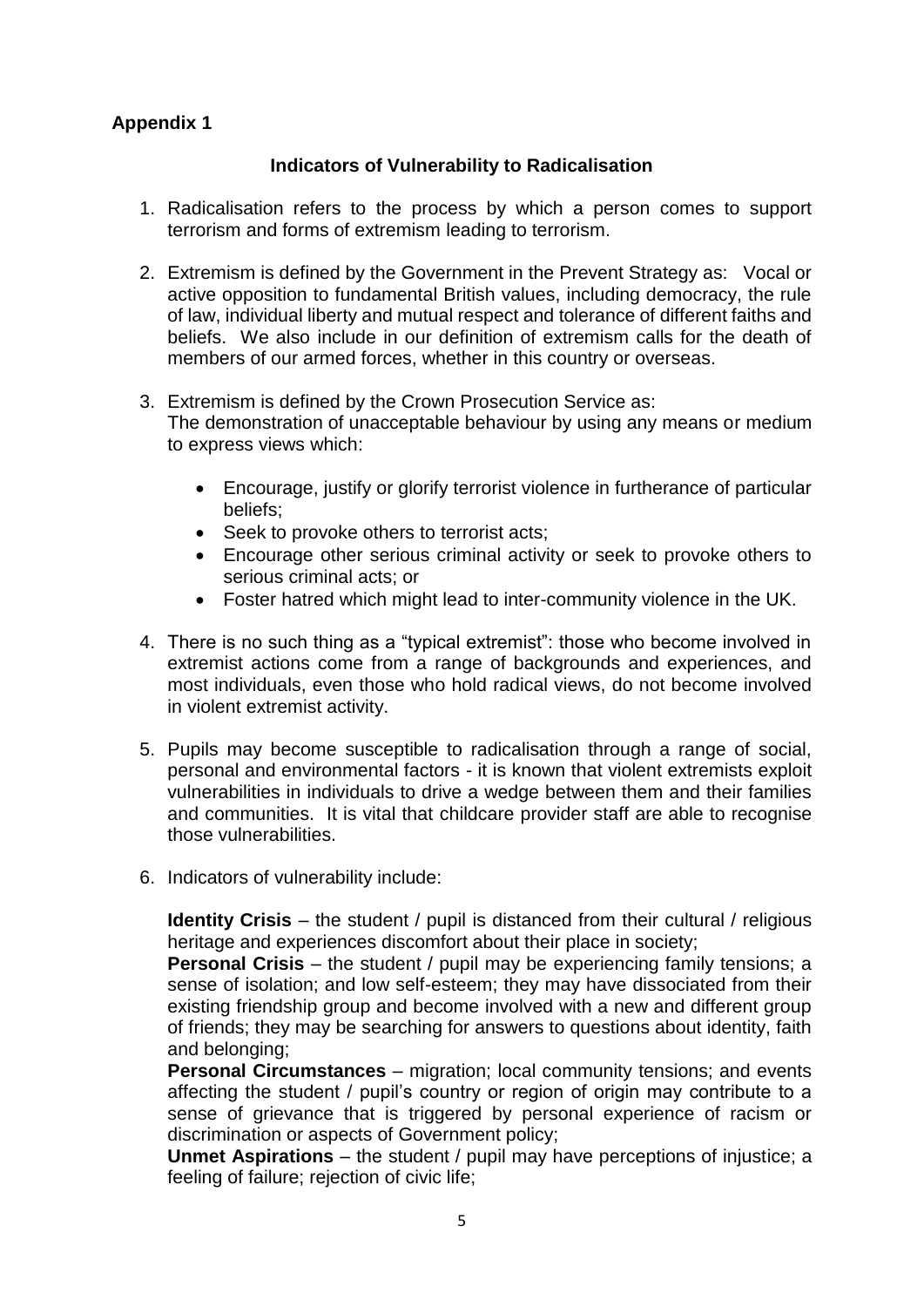## Appendix 1

### Indicators of Vulnerability to Radicalisation

1. Radicalisation refers to the process by which a person comes to support terrorism and forms of extremism leading to terrorism.

2. Extremism is defined by the Government in the Prevent Strategy as: Vocal or active opposition to fundamental British values, including democracy, the rule of law, individual liberty and mutual respect and tolerance of different faiths and beliefs. We also include in our definition of extremism calls for the death of members of our armed forces, whether in this country or overseas.

3. Extremism is defined by the Crown Prosecution Service as:
   The demonstration of unacceptable behaviour by using any means or medium to express views which:

   - Encourage, justify or glorify terrorist violence in furtherance of particular beliefs;
   - Seek to provoke others to terrorist acts;
   - Encourage other serious criminal activity or seek to provoke others to serious criminal acts; or
   - Foster hatred which might lead to inter-community violence in the UK.

4. There is no such thing as a "typical extremist": those who become involved in extremist actions come from a range of backgrounds and experiences, and most individuals, even those who hold radical views, do not become involved in violent extremist activity.

5. Pupils may become susceptible to radicalisation through a range of social, personal and environmental factors - it is known that violent extremists exploit vulnerabilities in individuals to drive a wedge between them and their families and communities. It is vital that childcare provider staff are able to recognise those vulnerabilities.

6. Indicators of vulnerability include:

   **Identity Crisis** – the student / pupil is distanced from their cultural / religious heritage and experiences discomfort about their place in society;
   **Personal Crisis** – the student / pupil may be experiencing family tensions; a sense of isolation; and low self-esteem; they may have dissociated from their existing friendship group and become involved with a new and different group of friends; they may be searching for answers to questions about identity, faith and belonging;
   **Personal Circumstances** – migration; local community tensions; and events affecting the student / pupil's country or region of origin may contribute to a sense of grievance that is triggered by personal experience of racism or discrimination or aspects of Government policy;
   **Unmet Aspirations** – the student / pupil may have perceptions of injustice; a feeling of failure; rejection of civic life;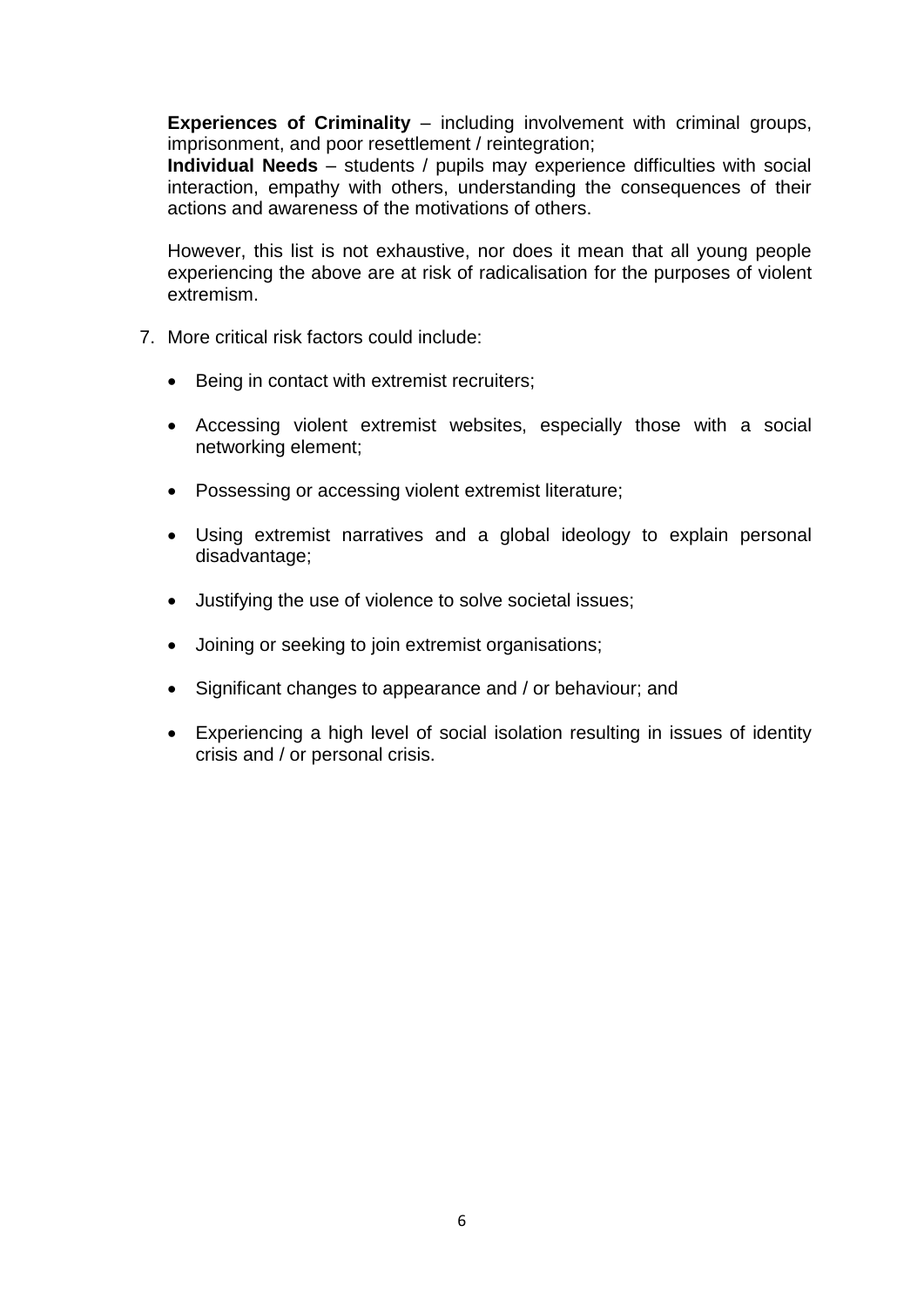**Experiences of Criminality** – including involvement with criminal groups, imprisonment, and poor resettlement / reintegration;
**Individual Needs** – students / pupils may experience difficulties with social interaction, empathy with others, understanding the consequences of their actions and awareness of the motivations of others.

However, this list is not exhaustive, nor does it mean that all young people experiencing the above are at risk of radicalisation for the purposes of violent extremism.

7. More critical risk factors could include:

    - Being in contact with extremist recruiters;
    - Accessing violent extremist websites, especially those with a social networking element;
    - Possessing or accessing violent extremist literature;
    - Using extremist narratives and a global ideology to explain personal disadvantage;
    - Justifying the use of violence to solve societal issues;
    - Joining or seeking to join extremist organisations;
    - Significant changes to appearance and / or behaviour; and
    - Experiencing a high level of social isolation resulting in issues of identity crisis and / or personal crisis.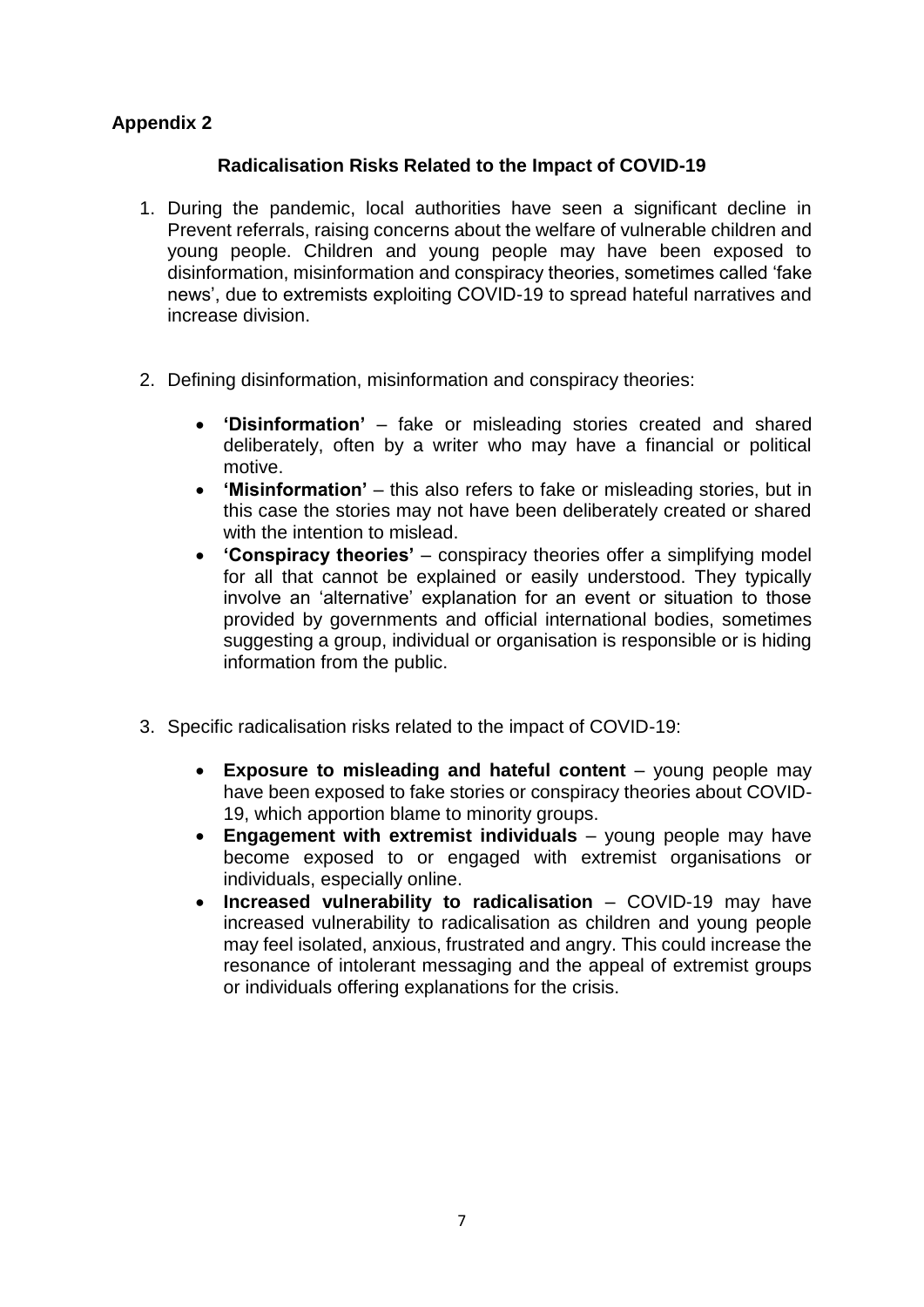**Appendix 2**

## Radicalisation Risks Related to the Impact of COVID-19

1. During the pandemic, local authorities have seen a significant decline in Prevent referrals, raising concerns about the welfare of vulnerable children and young people. Children and young people may have been exposed to disinformation, misinformation and conspiracy theories, sometimes called 'fake news', due to extremists exploiting COVID-19 to spread hateful narratives and increase division.

2. Defining disinformation, misinformation and conspiracy theories:

   - **'Disinformation'** – fake or misleading stories created and shared deliberately, often by a writer who may have a financial or political motive.
   - **'Misinformation'** – this also refers to fake or misleading stories, but in this case the stories may not have been deliberately created or shared with the intention to mislead.
   - **'Conspiracy theories'** – conspiracy theories offer a simplifying model for all that cannot be explained or easily understood. They typically involve an 'alternative' explanation for an event or situation to those provided by governments and official international bodies, sometimes suggesting a group, individual or organisation is responsible or is hiding information from the public.

3. Specific radicalisation risks related to the impact of COVID-19:

   - **Exposure to misleading and hateful content** – young people may have been exposed to fake stories or conspiracy theories about COVID-19, which apportion blame to minority groups.
   - **Engagement with extremist individuals** – young people may have become exposed to or engaged with extremist organisations or individuals, especially online.
   - **Increased vulnerability to radicalisation** – COVID-19 may have increased vulnerability to radicalisation as children and young people may feel isolated, anxious, frustrated and angry. This could increase the resonance of intolerant messaging and the appeal of extremist groups or individuals offering explanations for the crisis.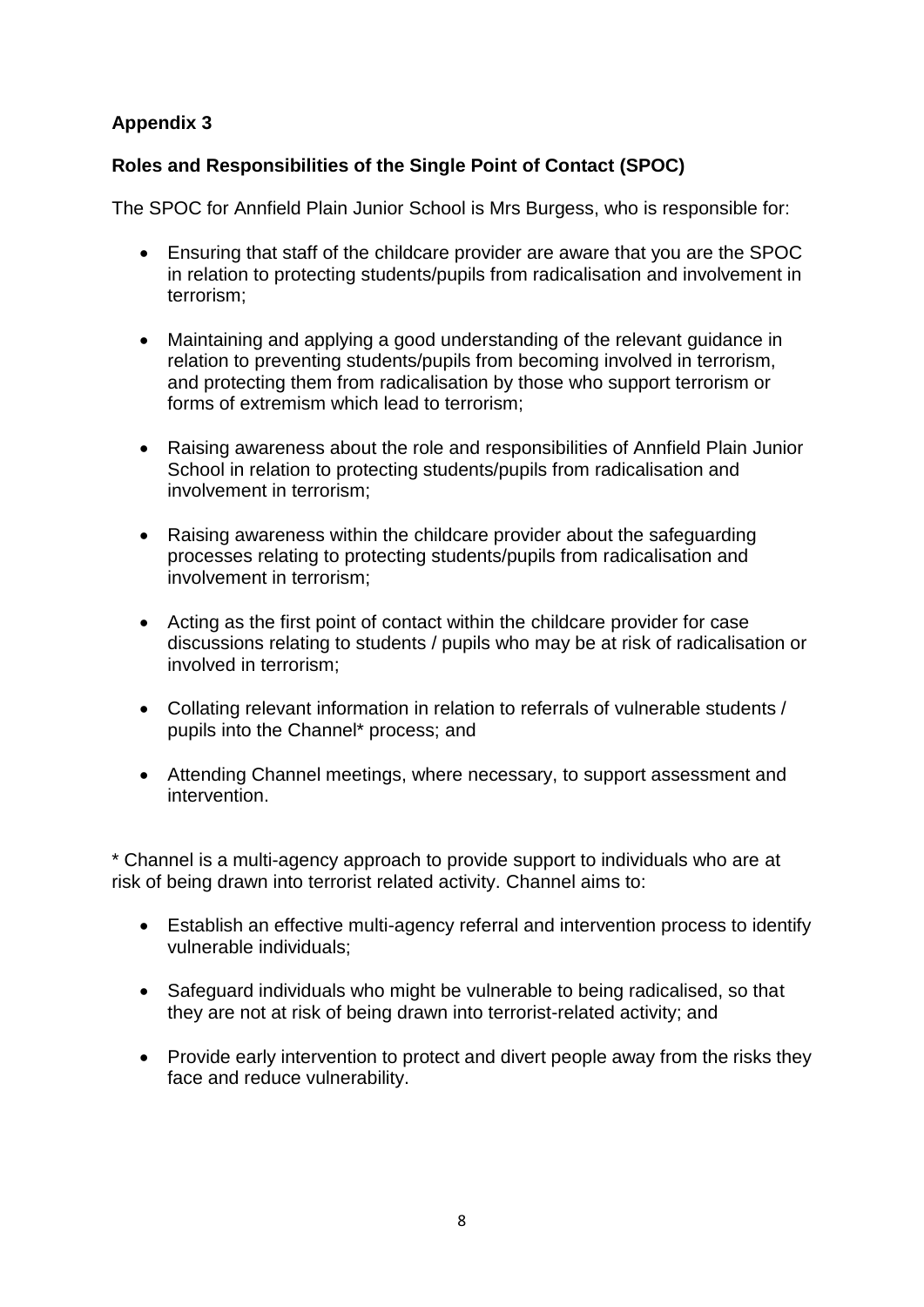**Appendix 3**

**Roles and Responsibilities of the Single Point of Contact (SPOC)**

The SPOC for Annfield Plain Junior School is Mrs Burgess, who is responsible for:

- Ensuring that staff of the childcare provider are aware that you are the SPOC in relation to protecting students/pupils from radicalisation and involvement in terrorism;

- Maintaining and applying a good understanding of the relevant guidance in relation to preventing students/pupils from becoming involved in terrorism, and protecting them from radicalisation by those who support terrorism or forms of extremism which lead to terrorism;

- Raising awareness about the role and responsibilities of Annfield Plain Junior School in relation to protecting students/pupils from radicalisation and involvement in terrorism;

- Raising awareness within the childcare provider about the safeguarding processes relating to protecting students/pupils from radicalisation and involvement in terrorism;

- Acting as the first point of contact within the childcare provider for case discussions relating to students / pupils who may be at risk of radicalisation or involved in terrorism;

- Collating relevant information in relation to referrals of vulnerable students / pupils into the Channel* process; and

- Attending Channel meetings, where necessary, to support assessment and intervention.

\* Channel is a multi-agency approach to provide support to individuals who are at risk of being drawn into terrorist related activity. Channel aims to:

- Establish an effective multi-agency referral and intervention process to identify vulnerable individuals;

- Safeguard individuals who might be vulnerable to being radicalised, so that they are not at risk of being drawn into terrorist-related activity; and

- Provide early intervention to protect and divert people away from the risks they face and reduce vulnerability.